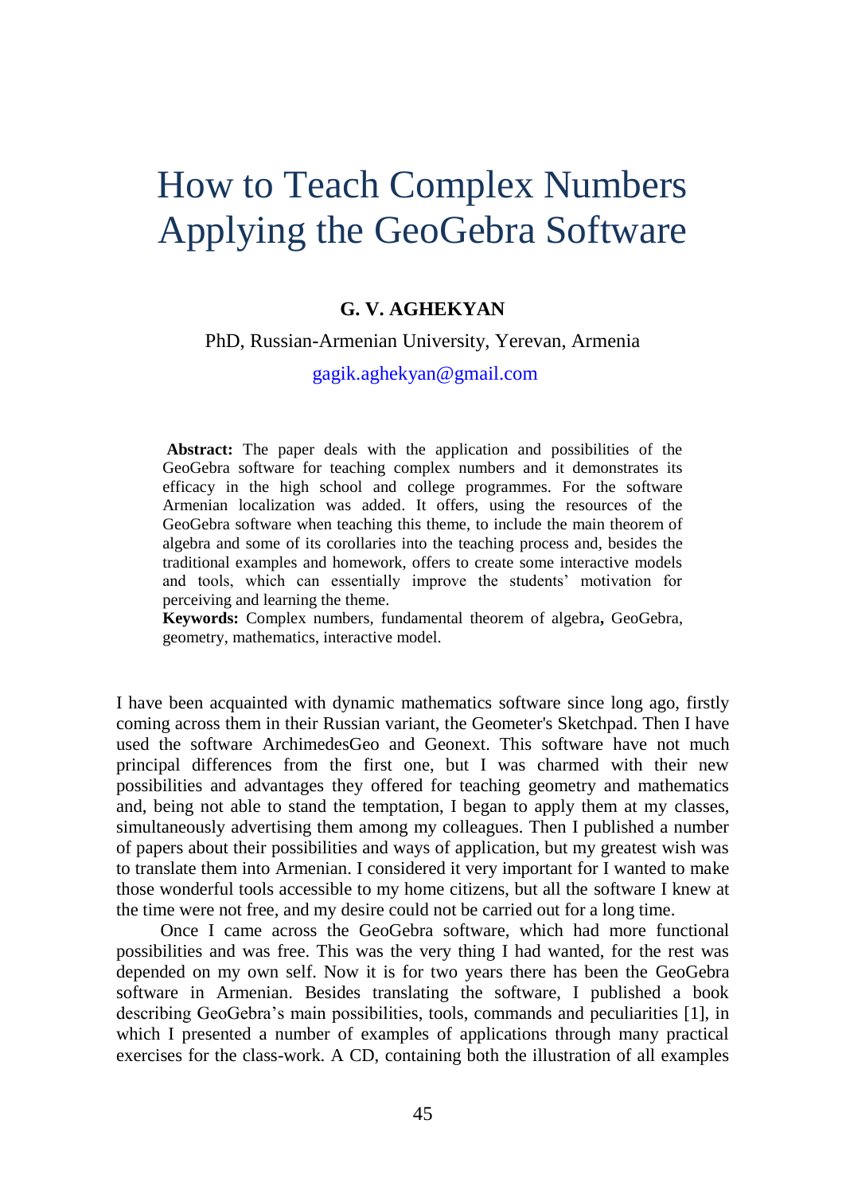# How to Teach Complex Numbers Applying the GeoGebra Software

**G. V. AGHEKYAN**

PhD, Russian-Armenian University, Yerevan, Armenia

gagik.aghekyan@gmail.com

**Abstract:** The paper deals with the application and possibilities of the GeoGebra software for teaching complex numbers and it demonstrates its efficacy in the high school and college programmes. For the software Armenian localization was added. It offers, using the resources of the GeoGebra software when teaching this theme, to include the main theorem of algebra and some of its corollaries into the teaching process and, besides the traditional examples and homework, offers to create some interactive models and tools, which can essentially improve the students' motivation for perceiving and learning the theme.

**Keywords:** Complex numbers, fundamental theorem of algebra**,** GeoGebra, geometry, mathematics, interactive model.

I have been acquainted with dynamic mathematics software since long ago, firstly coming across them in their Russian variant, the Geometer's Sketchpad. Then I have used the software ArchimedesGeo and Geonext. This software have not much principal differences from the first one, but I was charmed with their new possibilities and advantages they offered for teaching geometry and mathematics and, being not able to stand the temptation, I began to apply them at my classes, simultaneously advertising them among my colleagues. Then I published a number of papers about their possibilities and ways of application, but my greatest wish was to translate them into Armenian. I considered it very important for I wanted to make those wonderful tools accessible to my home citizens, but all the software I knew at the time were not free, and my desire could not be carried out for a long time.

Once I came across the GeoGebra software, which had more functional possibilities and was free. This was the very thing I had wanted, for the rest was depended on my own self. Now it is for two years there has been the GeoGebra software in Armenian. Besides translating the software, I published a book describing GeoGebra's main possibilities, tools, commands and peculiarities [1], in which I presented a number of examples of applications through many practical exercises for the class-work. A CD, containing both the illustration of all examples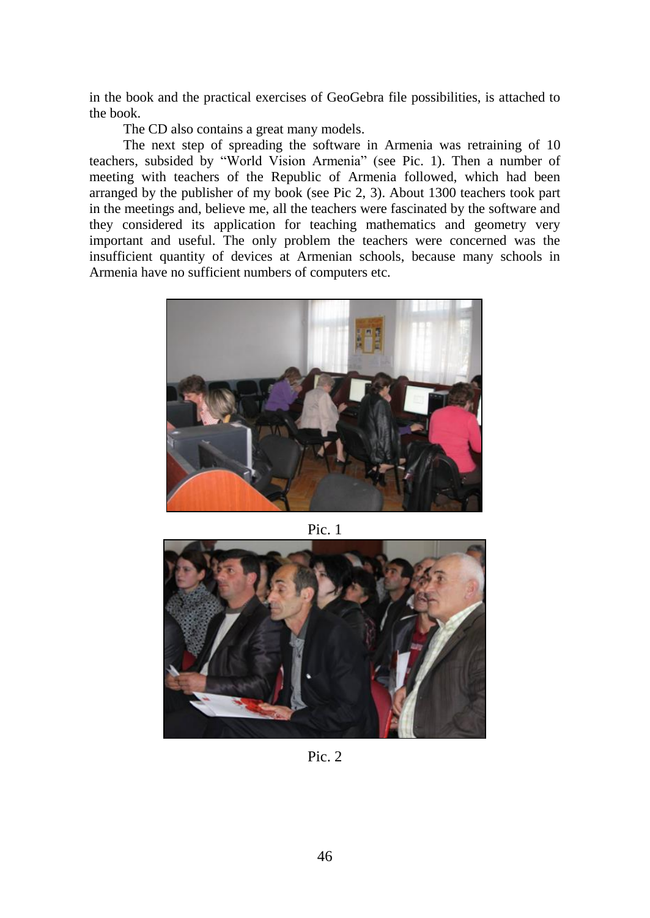in the book and the practical exercises of GeoGebra file possibilities, is attached to the book.

The CD also contains a great many models.

The next step of spreading the software in Armenia was retraining of 10 teachers, subsided by "World Vision Armenia" (see Pic. 1). Then a number of meeting with teachers of the Republic of Armenia followed, which had been arranged by the publisher of my book (see Pic 2, 3). About 1300 teachers took part in the meetings and, believe me, all the teachers were fascinated by the software and they considered its application for teaching mathematics and geometry very important and useful. The only problem the teachers were concerned was the insufficient quantity of devices at Armenian schools, because many schools in Armenia have no sufficient numbers of computers etc.

Pic. 1

Pic. 2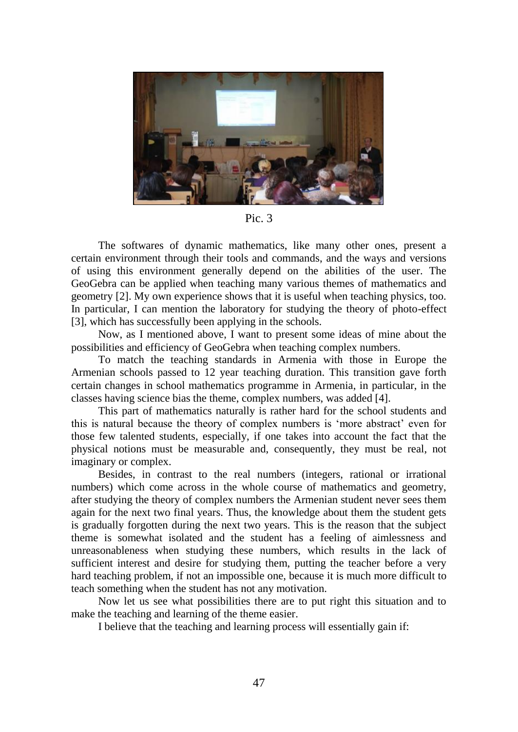Pic. 3

The softwares of dynamic mathematics, like many other ones, present a certain environment through their tools and commands, and the ways and versions of using this environment generally depend on the abilities of the user. The GeoGebra can be applied when teaching many various themes of mathematics and geometry [2]. My own experience shows that it is useful when teaching physics, too. In particular, I can mention the laboratory for studying the theory of photo-effect [3], which has successfully been applying in the schools.

Now, as I mentioned above, I want to present some ideas of mine about the possibilities and efficiency of GeoGebra when teaching complex numbers.

To match the teaching standards in Armenia with those in Europe the Armenian schools passed to 12 year teaching duration. This transition gave forth certain changes in school mathematics programme in Armenia, in particular, in the classes having science bias the theme, complex numbers, was added [4].

This part of mathematics naturally is rather hard for the school students and this is natural because the theory of complex numbers is 'more abstract' even for those few talented students, especially, if one takes into account the fact that the physical notions must be measurable and, consequently, they must be real, not imaginary or complex.

Besides, in contrast to the real numbers (integers, rational or irrational numbers) which come across in the whole course of mathematics and geometry, after studying the theory of complex numbers the Armenian student never sees them again for the next two final years. Thus, the knowledge about them the student gets is gradually forgotten during the next two years. This is the reason that the subject theme is somewhat isolated and the student has a feeling of aimlessness and unreasonableness when studying these numbers, which results in the lack of sufficient interest and desire for studying them, putting the teacher before a very hard teaching problem, if not an impossible one, because it is much more difficult to teach something when the student has not any motivation.

Now let us see what possibilities there are to put right this situation and to make the teaching and learning of the theme easier.

I believe that the teaching and learning process will essentially gain if: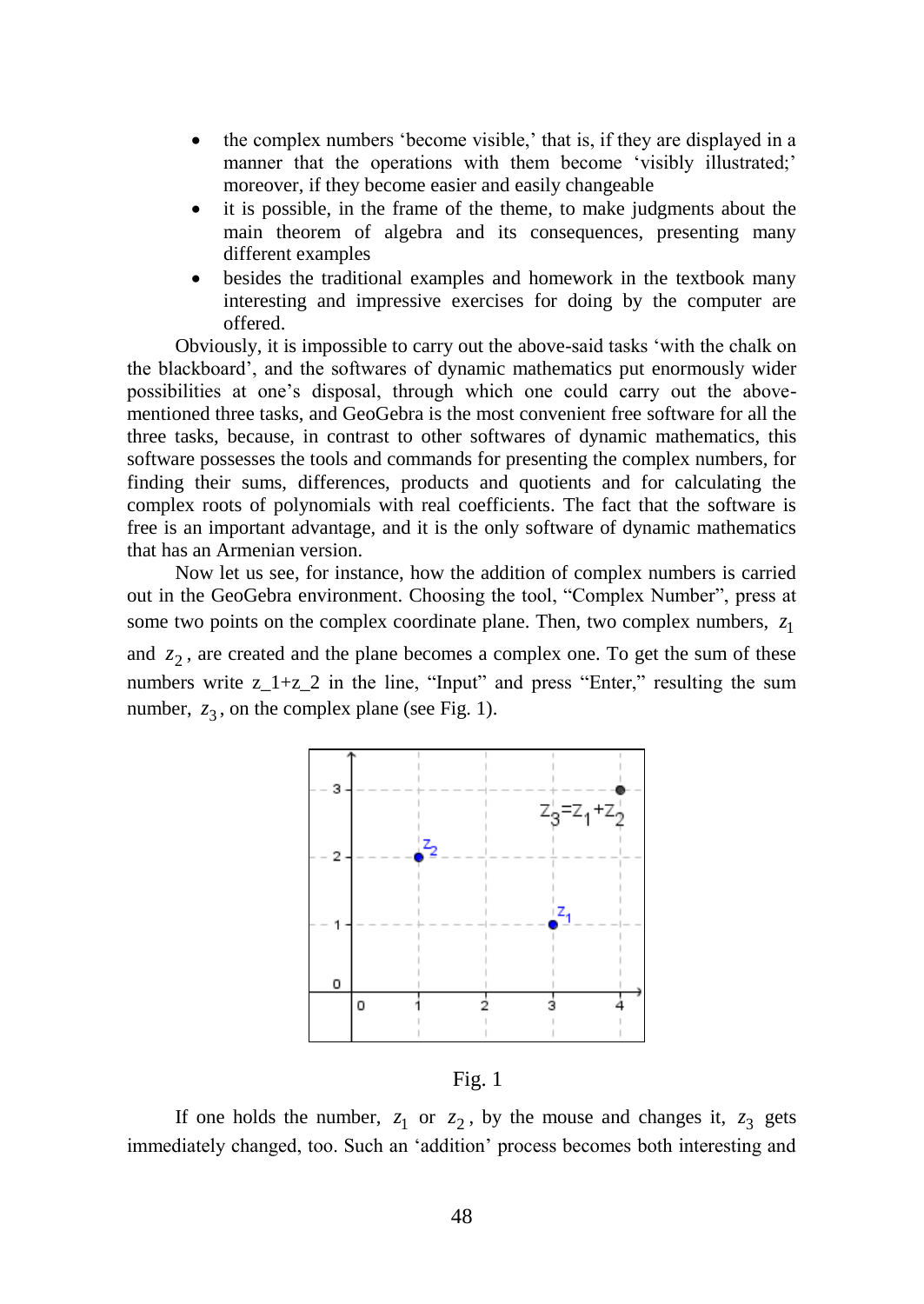- the complex numbers 'become visible,' that is, if they are displayed in a manner that the operations with them become 'visibly illustrated;' moreover, if they become easier and easily changeable
- it is possible, in the frame of the theme, to make judgments about the main theorem of algebra and its consequences, presenting many different examples
- besides the traditional examples and homework in the textbook many interesting and impressive exercises for doing by the computer are offered.

Obviously, it is impossible to carry out the above-said tasks 'with the chalk on the blackboard', and the softwares of dynamic mathematics put enormously wider possibilities at one's disposal, through which one could carry out the above-mentioned three tasks, and GeoGebra is the most convenient free software for all the three tasks, because, in contrast to other softwares of dynamic mathematics, this software possesses the tools and commands for presenting the complex numbers, for finding their sums, differences, products and quotients and for calculating the complex roots of polynomials with real coefficients. The fact that the software is free is an important advantage, and it is the only software of dynamic mathematics that has an Armenian version.

Now let us see, for instance, how the addition of complex numbers is carried out in the GeoGebra environment. Choosing the tool, "Complex Number", press at some two points on the complex coordinate plane. Then, two complex numbers, $z_1$ and $z_2$, are created and the plane becomes a complex one. To get the sum of these numbers write z_1+z_2 in the line, "Input" and press "Enter," resulting the sum number, $z_3$, on the complex plane (see Fig. 1).

Fig. 1

If one holds the number, $z_1$ or $z_2$, by the mouse and changes it, $z_3$ gets immediately changed, too. Such an 'addition' process becomes both interesting and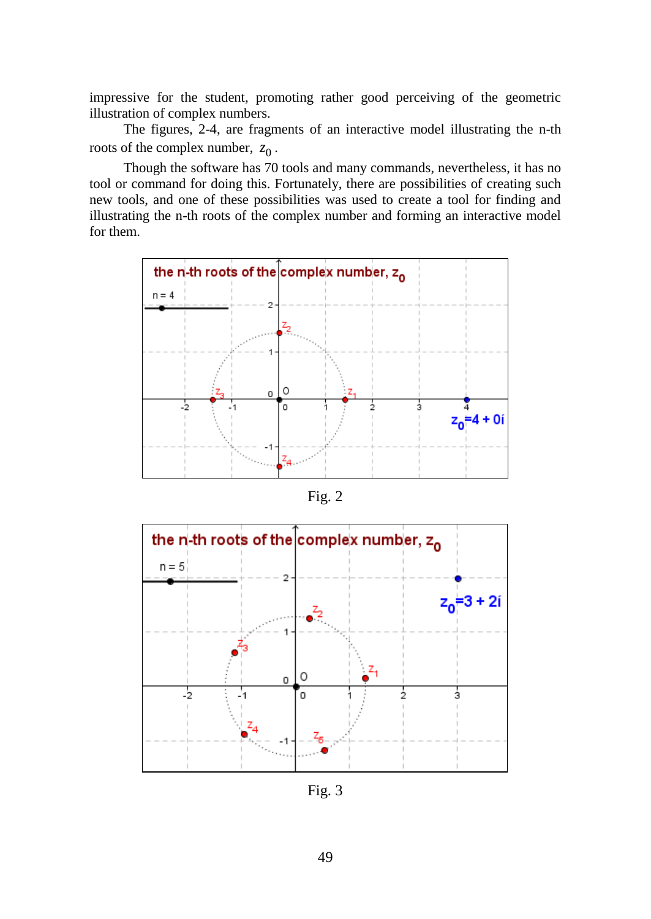impressive for the student, promoting rather good perceiving of the geometric illustration of complex numbers.

The figures, 2-4, are fragments of an interactive model illustrating the n-th roots of the complex number, $z_0$.

Though the software has 70 tools and many commands, nevertheless, it has no tool or command for doing this. Fortunately, there are possibilities of creating such new tools, and one of these possibilities was used to create a tool for finding and illustrating the n-th roots of the complex number and forming an interactive model for them.

Fig. 2

Fig. 3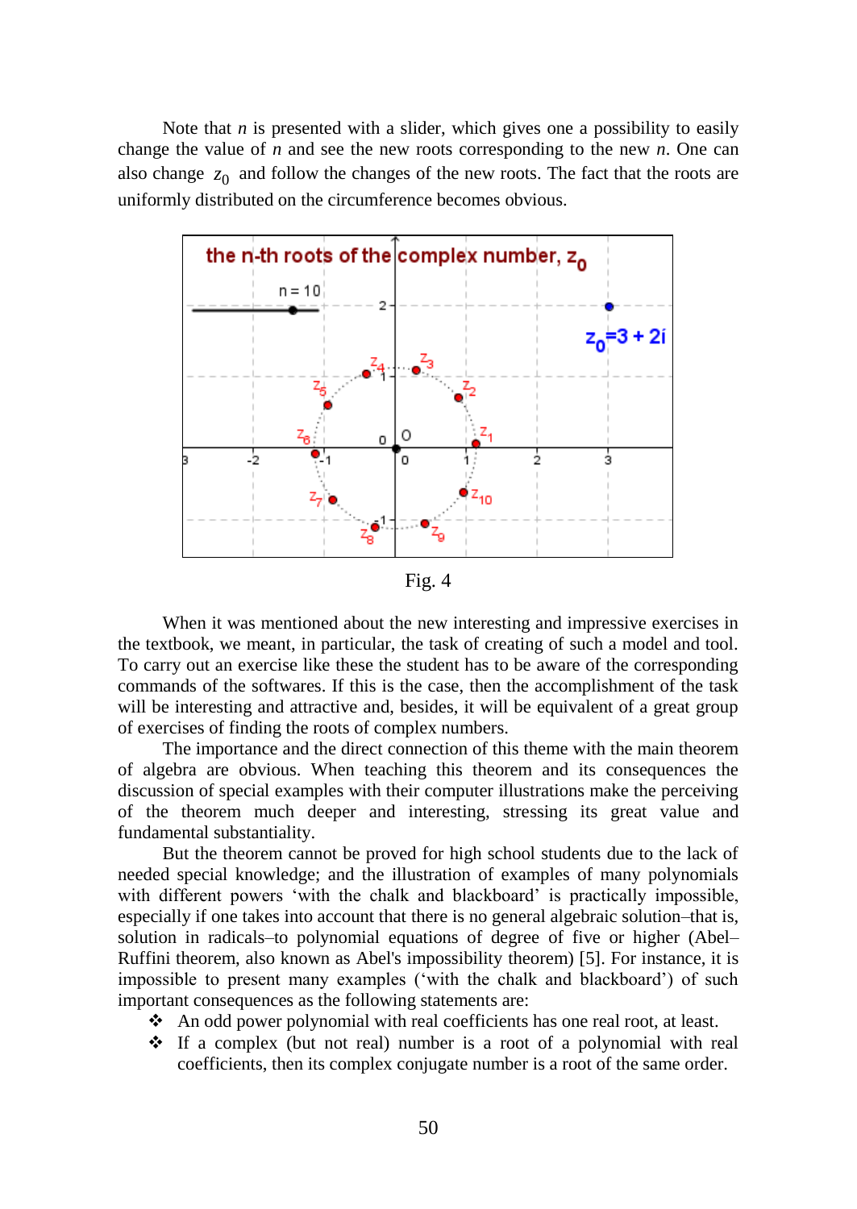Note that $n$ is presented with a slider, which gives one a possibility to easily change the value of $n$ and see the new roots corresponding to the new $n$. One can also change $z_0$ and follow the changes of the new roots. The fact that the roots are uniformly distributed on the circumference becomes obvious.

Fig. 4

When it was mentioned about the new interesting and impressive exercises in the textbook, we meant, in particular, the task of creating of such a model and tool. To carry out an exercise like these the student has to be aware of the corresponding commands of the softwares. If this is the case, then the accomplishment of the task will be interesting and attractive and, besides, it will be equivalent of a great group of exercises of finding the roots of complex numbers.

The importance and the direct connection of this theme with the main theorem of algebra are obvious. When teaching this theorem and its consequences the discussion of special examples with their computer illustrations make the perceiving of the theorem much deeper and interesting, stressing its great value and fundamental substantiality.

But the theorem cannot be proved for high school students due to the lack of needed special knowledge; and the illustration of examples of many polynomials with different powers 'with the chalk and blackboard' is practically impossible, especially if one takes into account that there is no general algebraic solution–that is, solution in radicals–to polynomial equations of degree of five or higher (Abel–Ruffini theorem, also known as Abel's impossibility theorem) [5]. For instance, it is impossible to present many examples ('with the chalk and blackboard') of such important consequences as the following statements are:

- An odd power polynomial with real coefficients has one real root, at least.
- If a complex (but not real) number is a root of a polynomial with real coefficients, then its complex conjugate number is a root of the same order.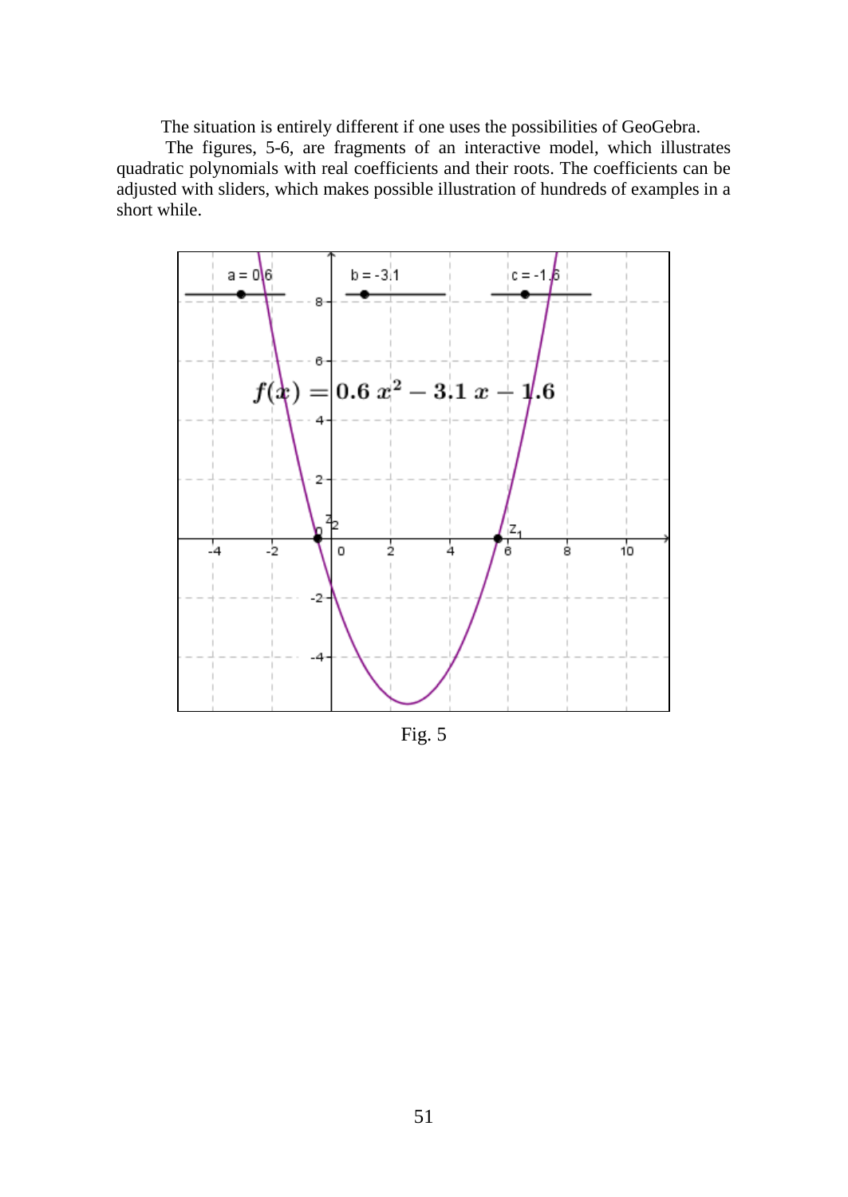The situation is entirely different if one uses the possibilities of GeoGebra.

The figures, 5-6, are fragments of an interactive model, which illustrates quadratic polynomials with real coefficients and their roots. The coefficients can be adjusted with sliders, which makes possible illustration of hundreds of examples in a short while.

Fig. 5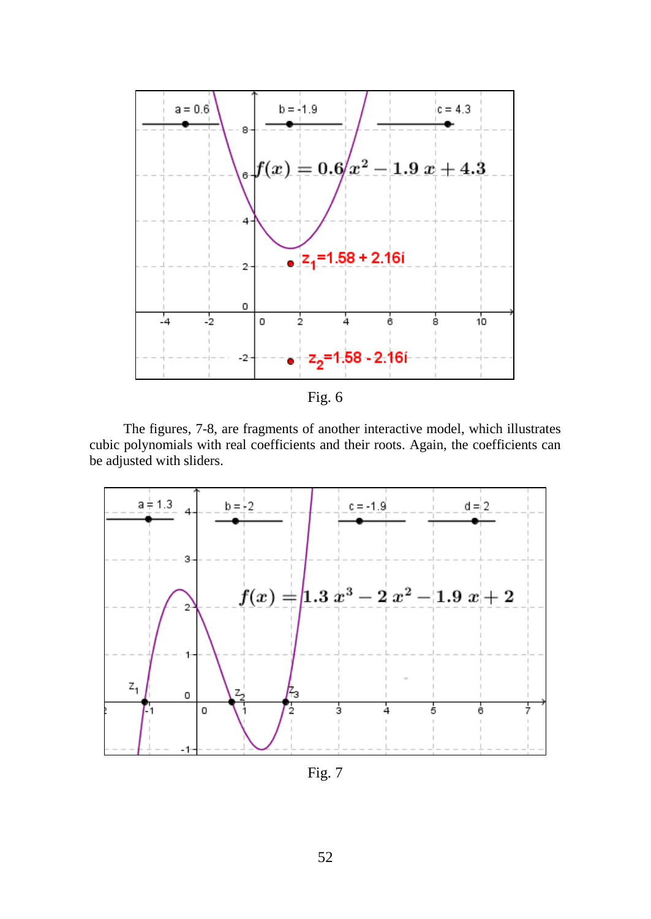Fig. 6

The figures, 7-8, are fragments of another interactive model, which illustrates cubic polynomials with real coefficients and their roots. Again, the coefficients can be adjusted with sliders.

Fig. 7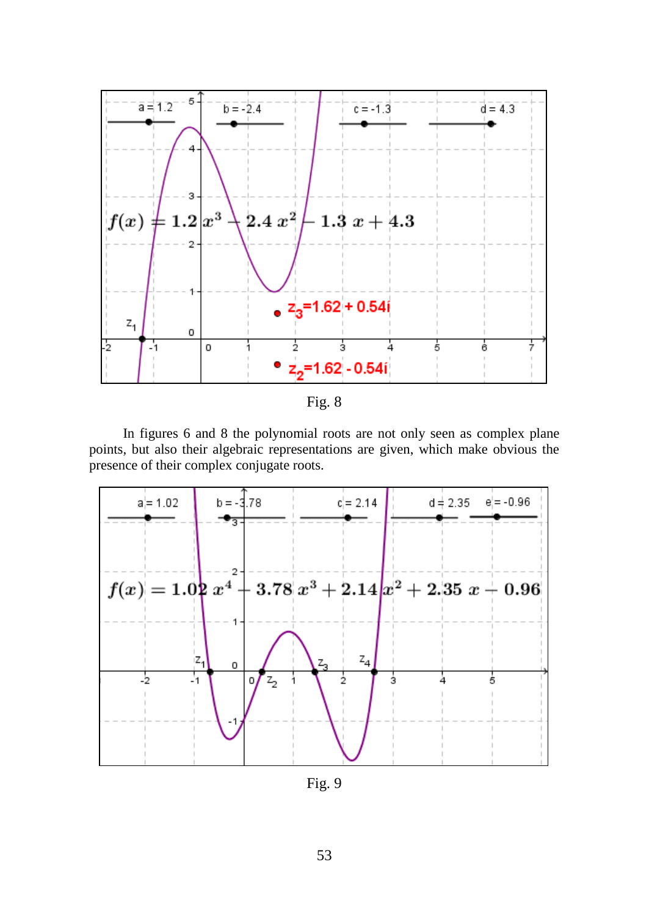Fig. 8

In figures 6 and 8 the polynomial roots are not only seen as complex plane points, but also their algebraic representations are given, which make obvious the presence of their complex conjugate roots.

Fig. 9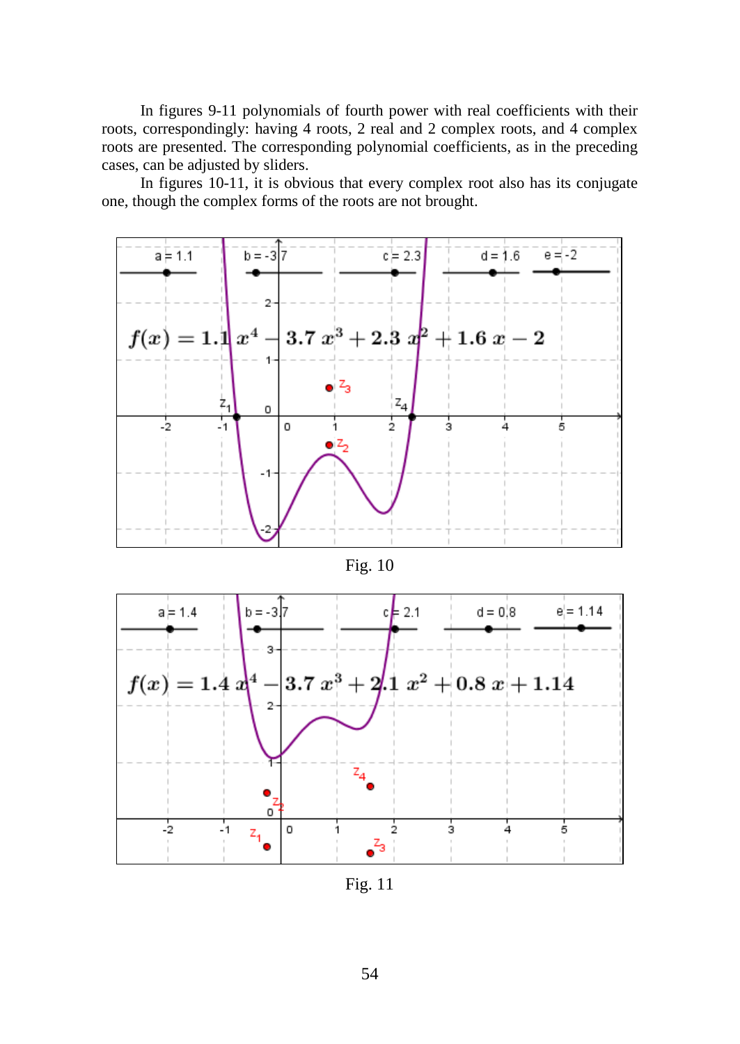In figures 9-11 polynomials of fourth power with real coefficients with their roots, correspondingly: having 4 roots, 2 real and 2 complex roots, and 4 complex roots are presented. The corresponding polynomial coefficients, as in the preceding cases, can be adjusted by sliders.

In figures 10-11, it is obvious that every complex root also has its conjugate one, though the complex forms of the roots are not brought.

a = 1.1 b = -3.7 c = 2.3 d = 1.6 e = -2

$$f(x) = 1.1\,x^4 - 3.7\,x^3 + 2.3\,x^2 + 1.6\,x - 2$$

Fig. 10

a = 1.4 b = -3.7 c = 2.1 d = 0.8 e = 1.14

$$f(x) = 1.4\,x^4 - 3.7\,x^3 + 2.1\,x^2 + 0.8\,x + 1.14$$

Fig. 11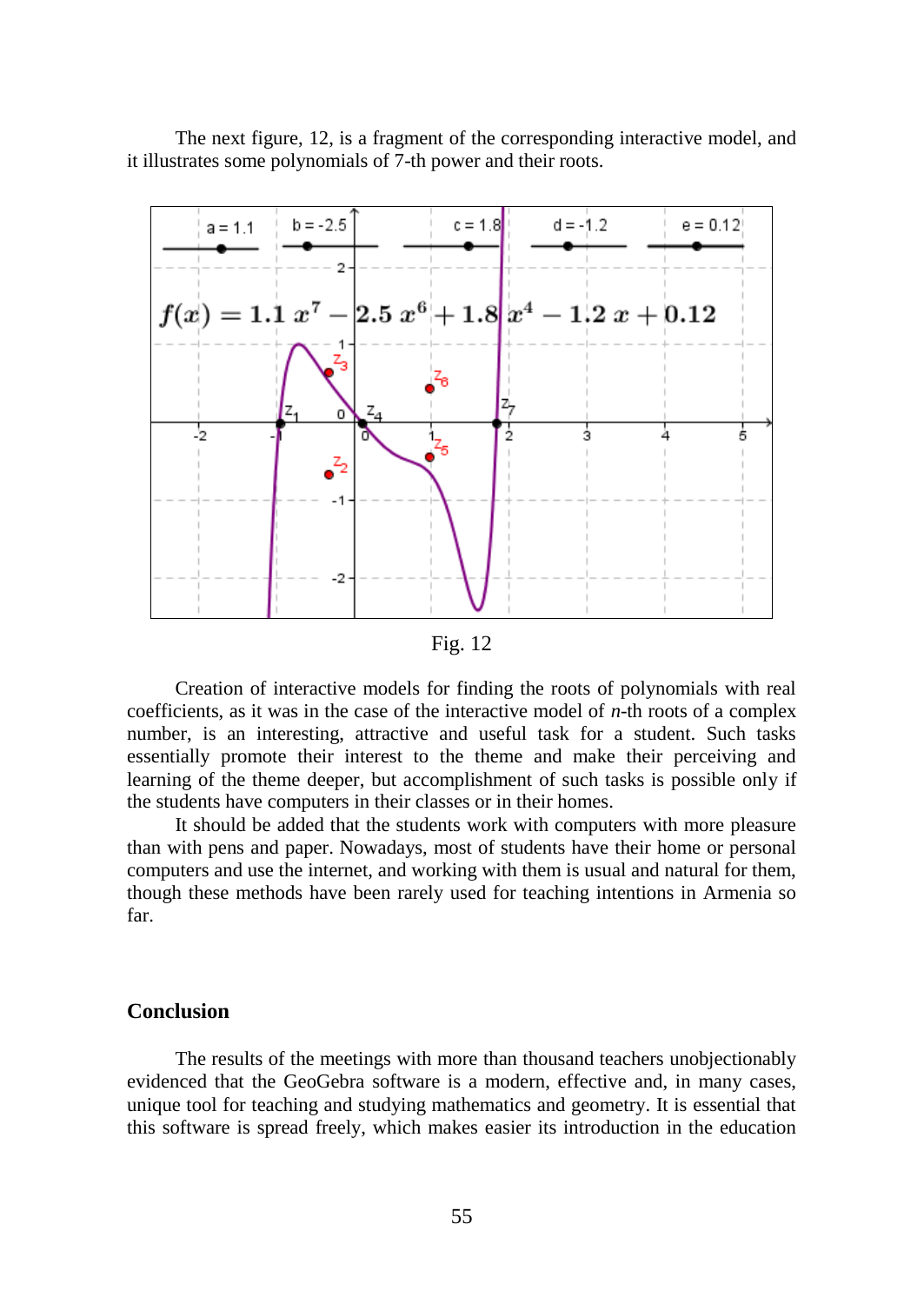The next figure, 12, is a fragment of the corresponding interactive model, and it illustrates some polynomials of 7-th power and their roots.

Fig. 12

Creation of interactive models for finding the roots of polynomials with real coefficients, as it was in the case of the interactive model of *n*-th roots of a complex number, is an interesting, attractive and useful task for a student. Such tasks essentially promote their interest to the theme and make their perceiving and learning of the theme deeper, but accomplishment of such tasks is possible only if the students have computers in their classes or in their homes.

It should be added that the students work with computers with more pleasure than with pens and paper. Nowadays, most of students have their home or personal computers and use the internet, and working with them is usual and natural for them, though these methods have been rarely used for teaching intentions in Armenia so far.

## Conclusion

The results of the meetings with more than thousand teachers unobjectionably evidenced that the GeoGebra software is a modern, effective and, in many cases, unique tool for teaching and studying mathematics and geometry. It is essential that this software is spread freely, which makes easier its introduction in the education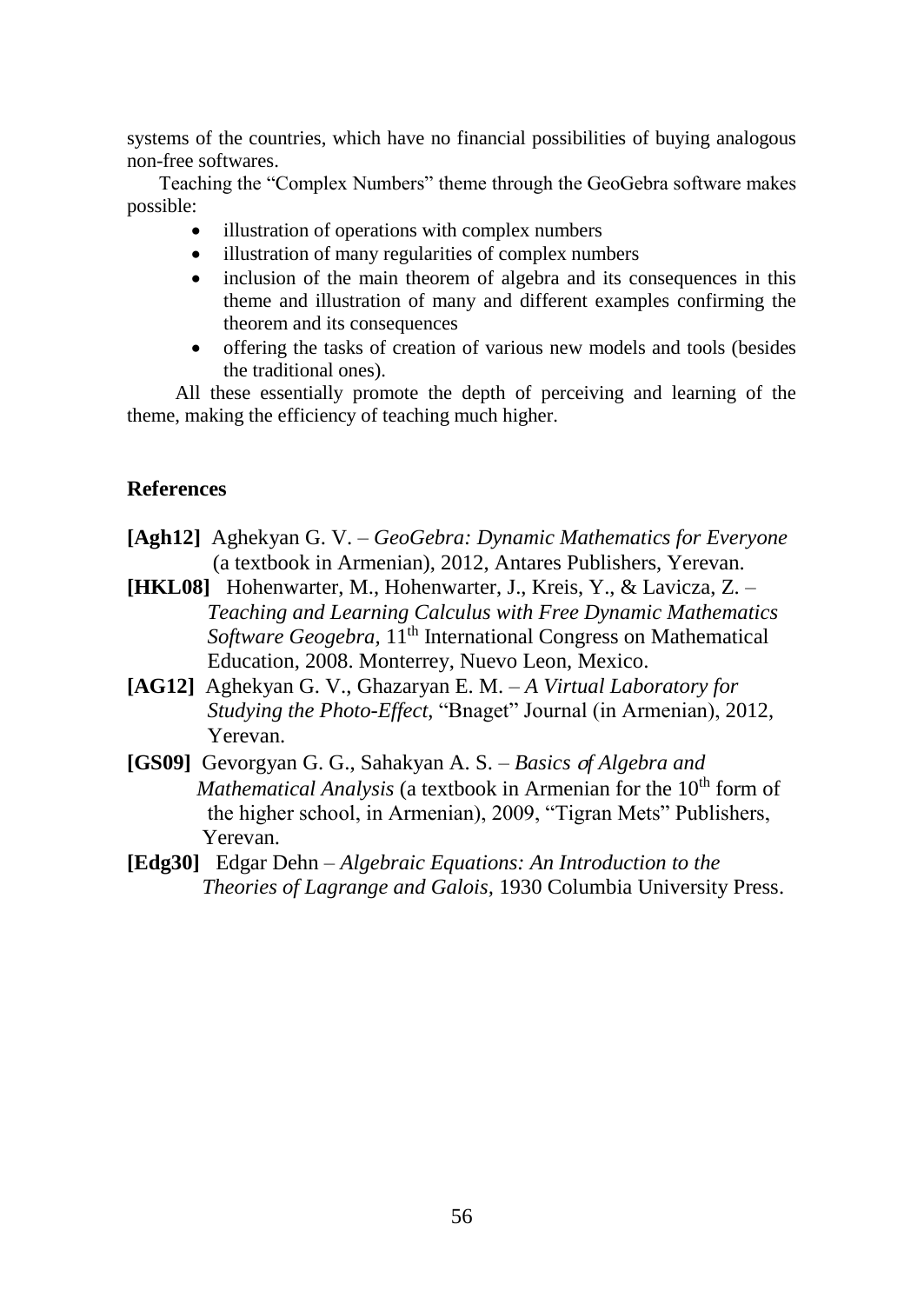systems of the countries, which have no financial possibilities of buying analogous non-free softwares.

Teaching the "Complex Numbers" theme through the GeoGebra software makes possible:

- illustration of operations with complex numbers
- illustration of many regularities of complex numbers
- inclusion of the main theorem of algebra and its consequences in this theme and illustration of many and different examples confirming the theorem and its consequences
- offering the tasks of creation of various new models and tools (besides the traditional ones).

All these essentially promote the depth of perceiving and learning of the theme, making the efficiency of teaching much higher.

## References

**[Agh12]** Aghekyan G. V. – *GeoGebra: Dynamic Mathematics for Everyone* (a textbook in Armenian), 2012, Antares Publishers, Yerevan.

**[HKL08]** Hohenwarter, M., Hohenwarter, J., Kreis, Y., & Lavicza, Z. – *Teaching and Learning Calculus with Free Dynamic Mathematics Software Geogebra,* 11th International Congress on Mathematical Education, 2008. Monterrey, Nuevo Leon, Mexico.

**[AG12]** Aghekyan G. V., Ghazaryan E. M. – *A Virtual Laboratory for Studying the Photo-Effect*, "Bnaget" Journal (in Armenian), 2012, Yerevan.

**[GS09]** Gevorgyan G. G., Sahakyan A. S. – *Basics of Algebra and Mathematical Analysis* (a textbook in Armenian for the 10th form of the higher school, in Armenian), 2009, "Tigran Mets" Publishers, Yerevan.

**[Edg30]** Edgar Dehn – *Algebraic Equations: An Introduction to the Theories of Lagrange and Galois,* 1930 Columbia University Press.